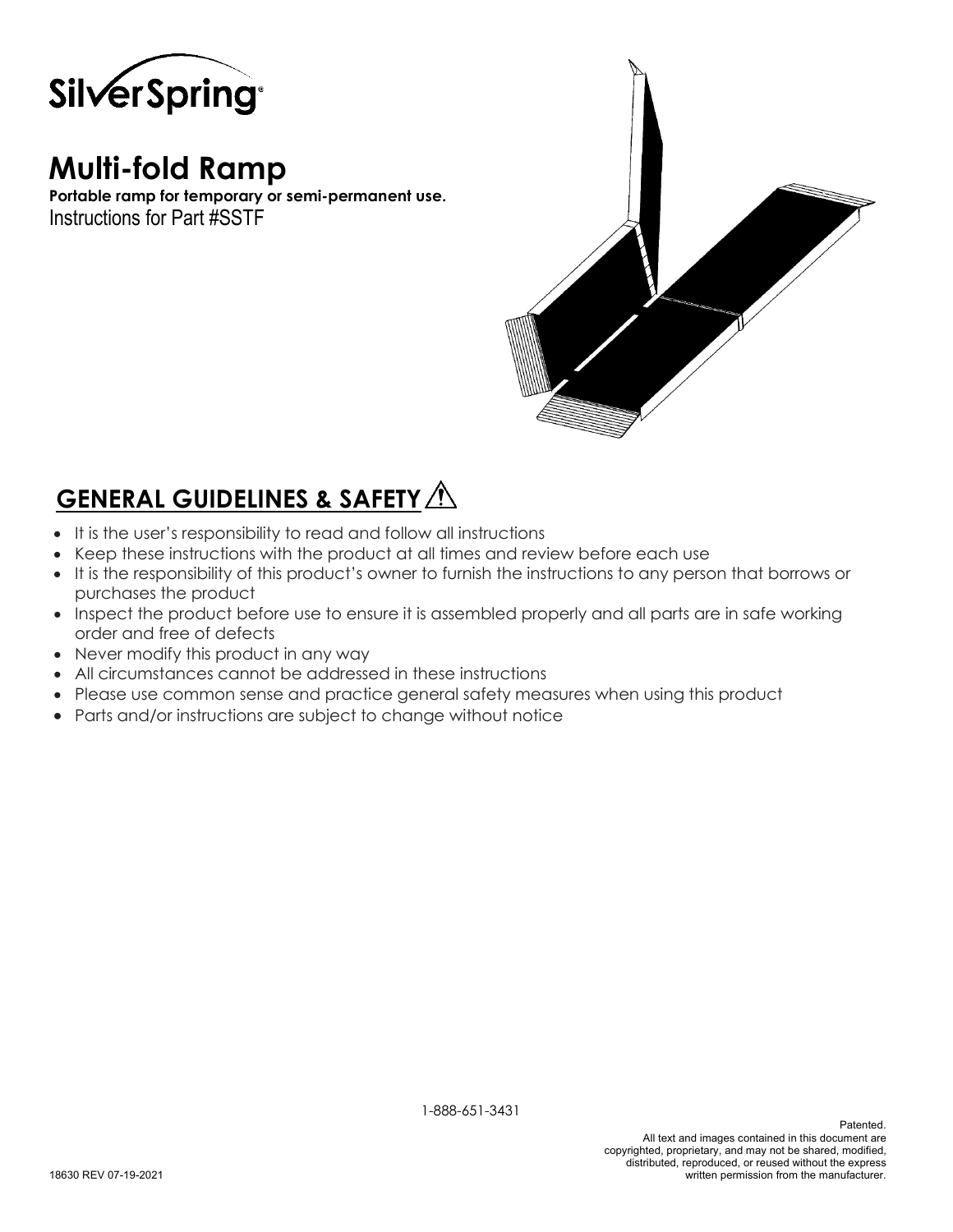SilverSpring®

# Multi-fold Ramp

**Portable ramp for temporary or semi-permanent use.**

Instructions for Part #SSTF

## GENERAL GUIDELINES & SAFETY ⚠

- It is the user's responsibility to read and follow all instructions
- Keep these instructions with the product at all times and review before each use
- It is the responsibility of this product's owner to furnish the instructions to any person that borrows or purchases the product
- Inspect the product before use to ensure it is assembled properly and all parts are in safe working order and free of defects
- Never modify this product in any way
- All circumstances cannot be addressed in these instructions
- Please use common sense and practice general safety measures when using this product
- Parts and/or instructions are subject to change without notice

1-888-651-3431

Patented.
All text and images contained in this document are copyrighted, proprietary, and may not be shared, modified, distributed, reproduced, or reused without the express written permission from the manufacturer.

18630 REV 07-19-2021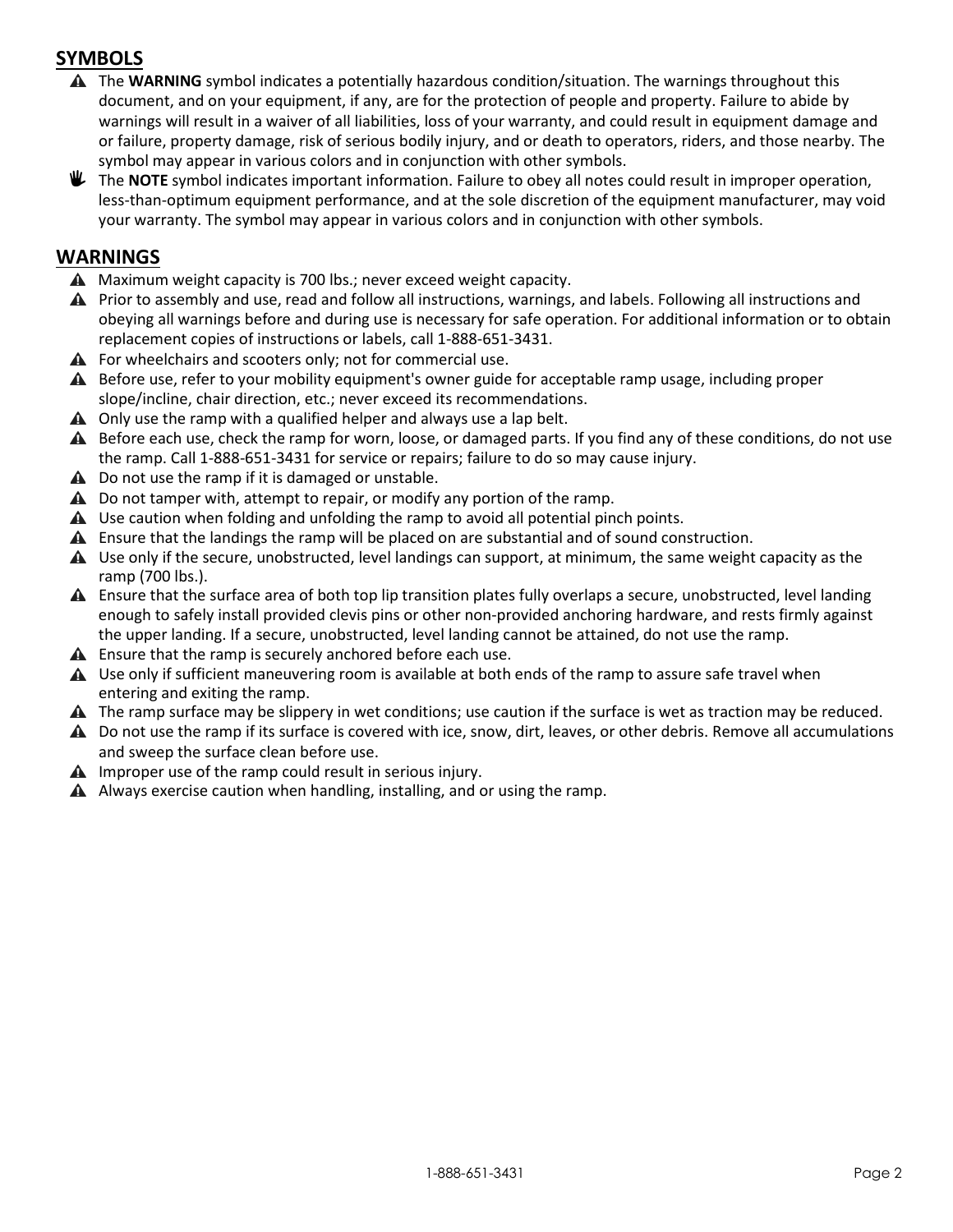## SYMBOLS

- ⚠ The **WARNING** symbol indicates a potentially hazardous condition/situation. The warnings throughout this document, and on your equipment, if any, are for the protection of people and property. Failure to abide by warnings will result in a waiver of all liabilities, loss of your warranty, and could result in equipment damage and or failure, property damage, risk of serious bodily injury, and or death to operators, riders, and those nearby. The symbol may appear in various colors and in conjunction with other symbols.
- ✋ The **NOTE** symbol indicates important information. Failure to obey all notes could result in improper operation, less-than-optimum equipment performance, and at the sole discretion of the equipment manufacturer, may void your warranty. The symbol may appear in various colors and in conjunction with other symbols.

## WARNINGS

- ⚠ Maximum weight capacity is 700 lbs.; never exceed weight capacity.
- ⚠ Prior to assembly and use, read and follow all instructions, warnings, and labels. Following all instructions and obeying all warnings before and during use is necessary for safe operation. For additional information or to obtain replacement copies of instructions or labels, call 1-888-651-3431.
- ⚠ For wheelchairs and scooters only; not for commercial use.
- ⚠ Before use, refer to your mobility equipment's owner guide for acceptable ramp usage, including proper slope/incline, chair direction, etc.; never exceed its recommendations.
- ⚠ Only use the ramp with a qualified helper and always use a lap belt.
- ⚠ Before each use, check the ramp for worn, loose, or damaged parts. If you find any of these conditions, do not use the ramp. Call 1-888-651-3431 for service or repairs; failure to do so may cause injury.
- ⚠ Do not use the ramp if it is damaged or unstable.
- ⚠ Do not tamper with, attempt to repair, or modify any portion of the ramp.
- ⚠ Use caution when folding and unfolding the ramp to avoid all potential pinch points.
- ⚠ Ensure that the landings the ramp will be placed on are substantial and of sound construction.
- ⚠ Use only if the secure, unobstructed, level landings can support, at minimum, the same weight capacity as the ramp (700 lbs.).
- ⚠ Ensure that the surface area of both top lip transition plates fully overlaps a secure, unobstructed, level landing enough to safely install provided clevis pins or other non-provided anchoring hardware, and rests firmly against the upper landing. If a secure, unobstructed, level landing cannot be attained, do not use the ramp.
- ⚠ Ensure that the ramp is securely anchored before each use.
- ⚠ Use only if sufficient maneuvering room is available at both ends of the ramp to assure safe travel when entering and exiting the ramp.
- ⚠ The ramp surface may be slippery in wet conditions; use caution if the surface is wet as traction may be reduced.
- ⚠ Do not use the ramp if its surface is covered with ice, snow, dirt, leaves, or other debris. Remove all accumulations and sweep the surface clean before use.
- ⚠ Improper use of the ramp could result in serious injury.
- ⚠ Always exercise caution when handling, installing, and or using the ramp.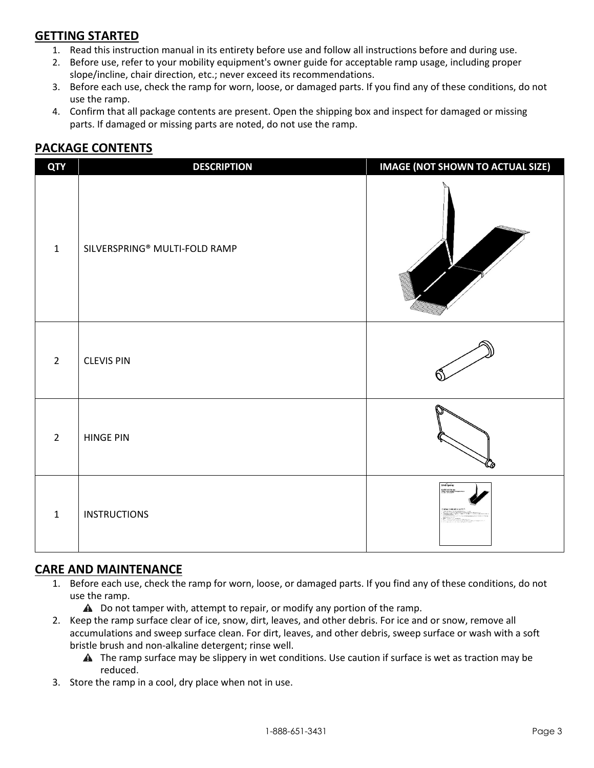## GETTING STARTED

1. Read this instruction manual in its entirety before use and follow all instructions before and during use.
2. Before use, refer to your mobility equipment's owner guide for acceptable ramp usage, including proper slope/incline, chair direction, etc.; never exceed its recommendations.
3. Before each use, check the ramp for worn, loose, or damaged parts. If you find any of these conditions, do not use the ramp.
4. Confirm that all package contents are present. Open the shipping box and inspect for damaged or missing parts. If damaged or missing parts are noted, do not use the ramp.

## PACKAGE CONTENTS

| QTY | DESCRIPTION | IMAGE (NOT SHOWN TO ACTUAL SIZE) |
|---|---|---|
| 1 | SILVERSPRING® MULTI-FOLD RAMP | |
| 2 | CLEVIS PIN | |
| 2 | HINGE PIN | |
| 1 | INSTRUCTIONS | |

## CARE AND MAINTENANCE

1. Before each use, check the ramp for worn, loose, or damaged parts. If you find any of these conditions, do not use the ramp.
   - ⚠ Do not tamper with, attempt to repair, or modify any portion of the ramp.
2. Keep the ramp surface clear of ice, snow, dirt, leaves, and other debris. For ice and or snow, remove all accumulations and sweep surface clean. For dirt, leaves, and other debris, sweep surface or wash with a soft bristle brush and non-alkaline detergent; rinse well.
   - ⚠ The ramp surface may be slippery in wet conditions. Use caution if surface is wet as traction may be reduced.
3. Store the ramp in a cool, dry place when not in use.

1-888-651-3431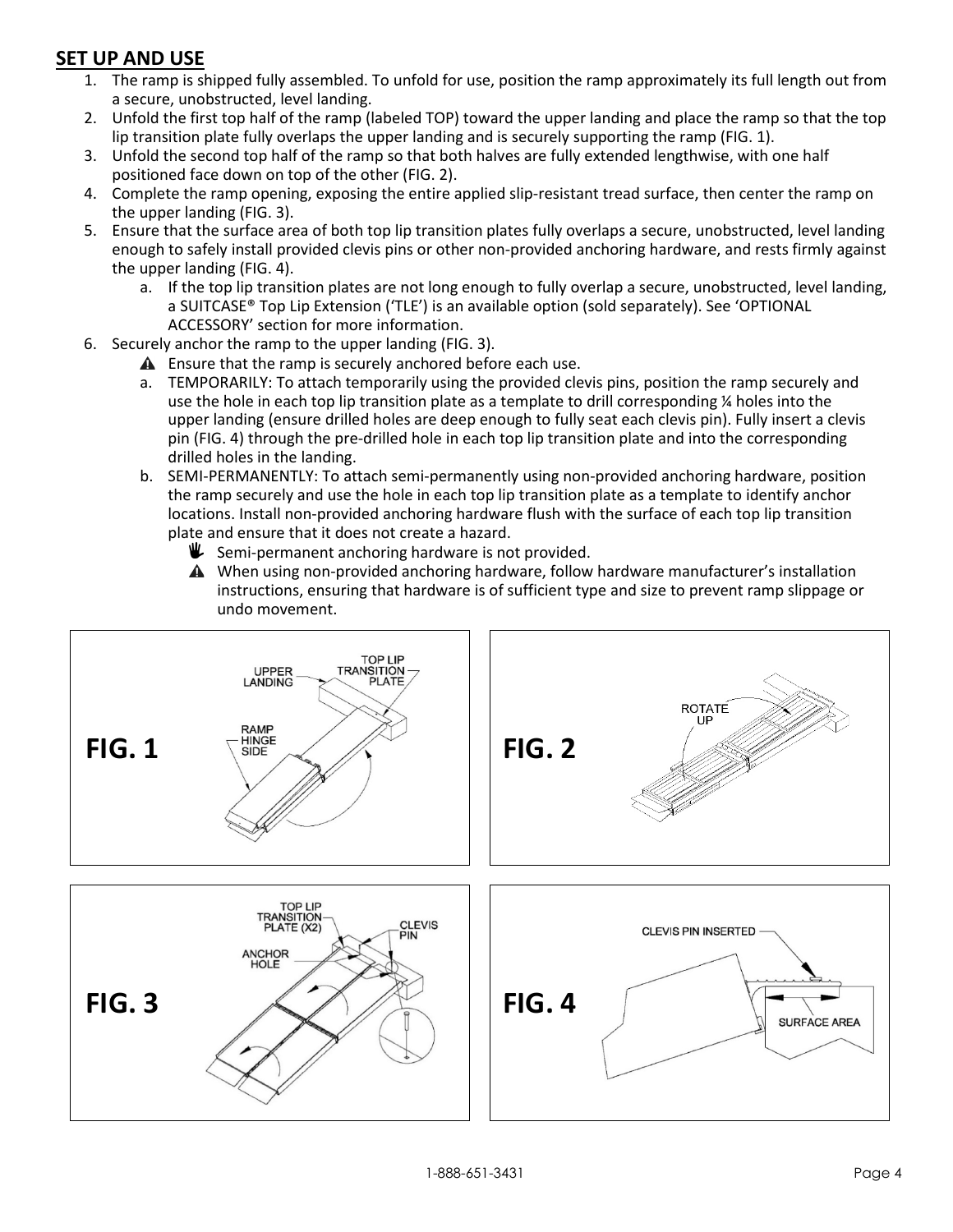## SET UP AND USE

1. The ramp is shipped fully assembled. To unfold for use, position the ramp approximately its full length out from a secure, unobstructed, level landing.
2. Unfold the first top half of the ramp (labeled TOP) toward the upper landing and place the ramp so that the top lip transition plate fully overlaps the upper landing and is securely supporting the ramp (FIG. 1).
3. Unfold the second top half of the ramp so that both halves are fully extended lengthwise, with one half positioned face down on top of the other (FIG. 2).
4. Complete the ramp opening, exposing the entire applied slip-resistant tread surface, then center the ramp on the upper landing (FIG. 3).
5. Ensure that the surface area of both top lip transition plates fully overlaps a secure, unobstructed, level landing enough to safely install provided clevis pins or other non-provided anchoring hardware, and rests firmly against the upper landing (FIG. 4).
   a. If the top lip transition plates are not long enough to fully overlap a secure, unobstructed, level landing, a SUITCASE® Top Lip Extension ('TLE') is an available option (sold separately). See 'OPTIONAL ACCESSORY' section for more information.
6. Securely anchor the ramp to the upper landing (FIG. 3).
   ⚠ Ensure that the ramp is securely anchored before each use.
   a. TEMPORARILY: To attach temporarily using the provided clevis pins, position the ramp securely and use the hole in each top lip transition plate as a template to drill corresponding ¼ holes into the upper landing (ensure drilled holes are deep enough to fully seat each clevis pin). Fully insert a clevis pin (FIG. 4) through the pre-drilled hole in each top lip transition plate and into the corresponding drilled holes in the landing.
   b. SEMI-PERMANENTLY: To attach semi-permanently using non-provided anchoring hardware, position the ramp securely and use the hole in each top lip transition plate as a template to identify anchor locations. Install non-provided anchoring hardware flush with the surface of each top lip transition plate and ensure that it does not create a hazard.
      - Semi-permanent anchoring hardware is not provided.
      - ⚠ When using non-provided anchoring hardware, follow hardware manufacturer's installation instructions, ensuring that hardware is of sufficient type and size to prevent ramp slippage or undo movement.

**FIG. 1** — UPPER LANDING; TOP LIP TRANSITION PLATE; RAMP HINGE SIDE

**FIG. 2** — ROTATE UP

**FIG. 3** — TOP LIP TRANSITION PLATE (X2); CLEVIS PIN; ANCHOR HOLE

**FIG. 4** — CLEVIS PIN INSERTED; SURFACE AREA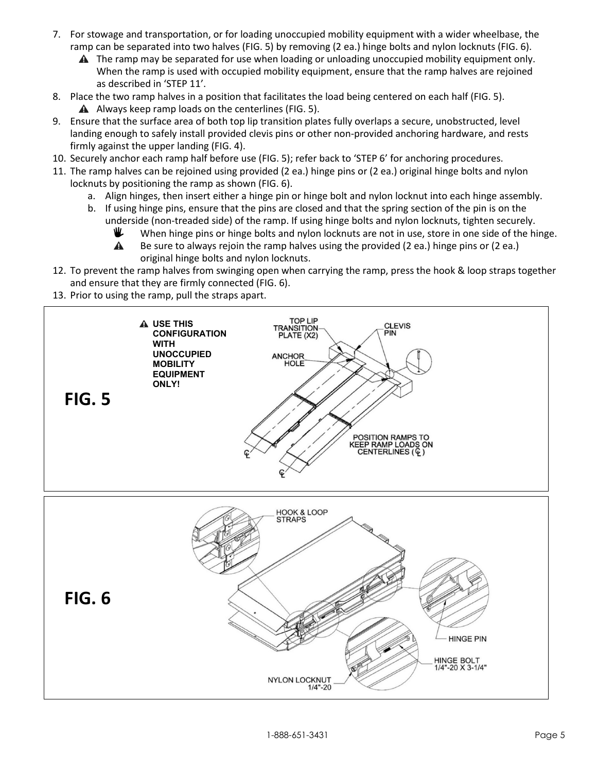7. For stowage and transportation, or for loading unoccupied mobility equipment with a wider wheelbase, the ramp can be separated into two halves (FIG. 5) by removing (2 ea.) hinge bolts and nylon locknuts (FIG. 6).
   - ⚠ The ramp may be separated for use when loading or unloading unoccupied mobility equipment only. When the ramp is used with occupied mobility equipment, ensure that the ramp halves are rejoined as described in 'STEP 11'.
8. Place the two ramp halves in a position that facilitates the load being centered on each half (FIG. 5).
   - ⚠ Always keep ramp loads on the centerlines (FIG. 5).
9. Ensure that the surface area of both top lip transition plates fully overlaps a secure, unobstructed, level landing enough to safely install provided clevis pins or other non-provided anchoring hardware, and rests firmly against the upper landing (FIG. 4).
10. Securely anchor each ramp half before use (FIG. 5); refer back to 'STEP 6' for anchoring procedures.
11. The ramp halves can be rejoined using provided (2 ea.) hinge pins or (2 ea.) original hinge bolts and nylon locknuts by positioning the ramp as shown (FIG. 6).
    a. Align hinges, then insert either a hinge pin or hinge bolt and nylon locknut into each hinge assembly.
    b. If using hinge pins, ensure that the pins are closed and that the spring section of the pin is on the underside (non-treaded side) of the ramp. If using hinge bolts and nylon locknuts, tighten securely.
       - ✋ When hinge pins or hinge bolts and nylon locknuts are not in use, store in one side of the hinge.
       - ⚠ Be sure to always rejoin the ramp halves using the provided (2 ea.) hinge pins or (2 ea.) original hinge bolts and nylon locknuts.
12. To prevent the ramp halves from swinging open when carrying the ramp, press the hook & loop straps together and ensure that they are firmly connected (FIG. 6).
13. Prior to using the ramp, pull the straps apart.

**FIG. 5**

⚠ USE THIS CONFIGURATION WITH UNOCCUPIED MOBILITY EQUIPMENT ONLY!

TOP LIP TRANSITION PLATE (X2)

CLEVIS PIN

ANCHOR HOLE

POSITION RAMPS TO KEEP RAMP LOADS ON CENTERLINES (℄)

**FIG. 6**

HOOK & LOOP STRAPS

HINGE PIN

HINGE BOLT 1/4"-20 X 3-1/4"

NYLON LOCKNUT 1/4"-20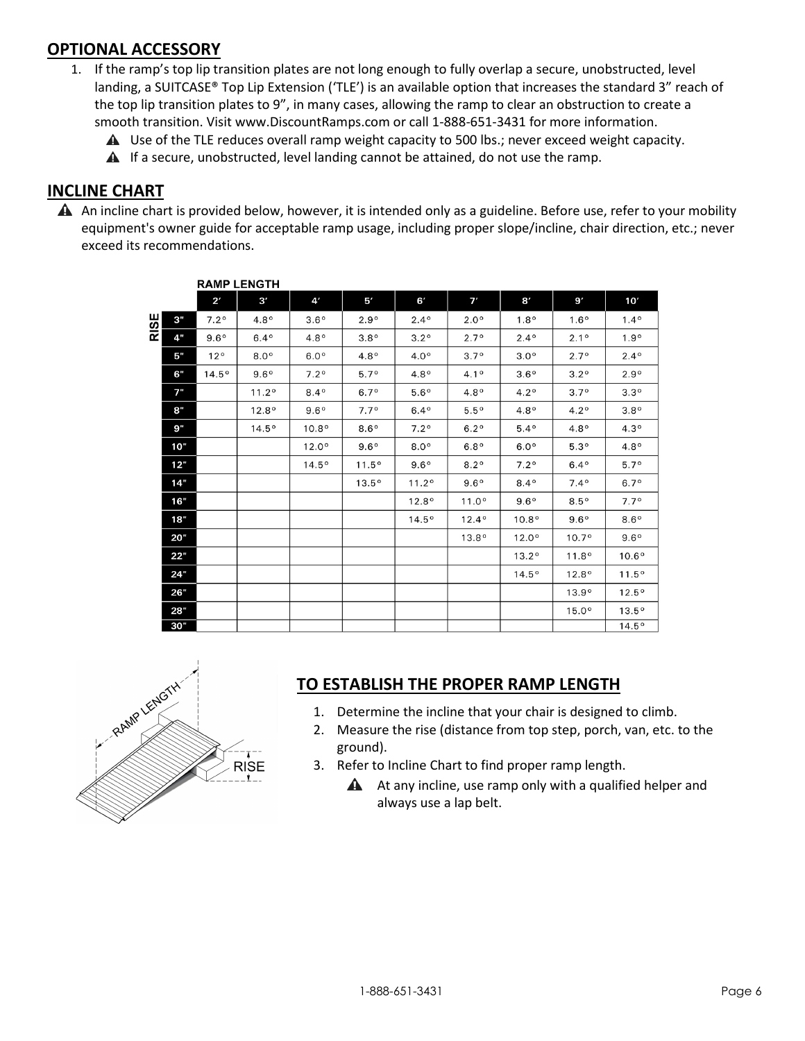## OPTIONAL ACCESSORY

1. If the ramp's top lip transition plates are not long enough to fully overlap a secure, unobstructed, level landing, a SUITCASE® Top Lip Extension ('TLE') is an available option that increases the standard 3" reach of the top lip transition plates to 9", in many cases, allowing the ramp to clear an obstruction to create a smooth transition. Visit www.DiscountRamps.com or call 1-888-651-3431 for more information.
   - ⚠ Use of the TLE reduces overall ramp weight capacity to 500 lbs.; never exceed weight capacity.
   - ⚠ If a secure, unobstructed, level landing cannot be attained, do not use the ramp.

## INCLINE CHART

⚠ An incline chart is provided below, however, it is intended only as a guideline. Before use, refer to your mobility equipment's owner guide for acceptable ramp usage, including proper slope/incline, chair direction, etc.; never exceed its recommendations.

| RISE \ RAMP LENGTH | 2′ | 3′ | 4′ | 5′ | 6′ | 7′ | 8′ | 9′ | 10′ |
|---|---|---|---|---|---|---|---|---|---|
| 3" | 7.2° | 4.8° | 3.6° | 2.9° | 2.4° | 2.0° | 1.8° | 1.6° | 1.4° |
| 4" | 9.6° | 6.4° | 4.8° | 3.8° | 3.2° | 2.7° | 2.4° | 2.1° | 1.9° |
| 5" | 12° | 8.0° | 6.0° | 4.8° | 4.0° | 3.7° | 3.0° | 2.7° | 2.4° |
| 6" | 14.5° | 9.6° | 7.2° | 5.7° | 4.8° | 4.1° | 3.6° | 3.2° | 2.9° |
| 7" | | 11.2° | 8.4° | 6.7° | 5.6° | 4.8° | 4.2° | 3.7° | 3.3° |
| 8" | | 12.8° | 9.6° | 7.7° | 6.4° | 5.5° | 4.8° | 4.2° | 3.8° |
| 9" | | 14.5° | 10.8° | 8.6° | 7.2° | 6.2° | 5.4° | 4.8° | 4.3° |
| 10" | | | 12.0° | 9.6° | 8.0° | 6.8° | 6.0° | 5.3° | 4.8° |
| 12" | | | 14.5° | 11.5° | 9.6° | 8.2° | 7.2° | 6.4° | 5.7° |
| 14" | | | | 13.5° | 11.2° | 9.6° | 8.4° | 7.4° | 6.7° |
| 16" | | | | | 12.8° | 11.0° | 9.6° | 8.5° | 7.7° |
| 18" | | | | | 14.5° | 12.4° | 10.8° | 9.6° | 8.6° |
| 20" | | | | | | 13.8° | 12.0° | 10.7° | 9.6° |
| 22" | | | | | | | 13.2° | 11.8° | 10.6° |
| 24" | | | | | | | 14.5° | 12.8° | 11.5° |
| 26" | | | | | | | | 13.9° | 12.5° |
| 28" | | | | | | | | 15.0° | 13.5° |
| 30" | | | | | | | | | 14.5° |

RAMP LENGTH

RISE

## TO ESTABLISH THE PROPER RAMP LENGTH

1. Determine the incline that your chair is designed to climb.
2. Measure the rise (distance from top step, porch, van, etc. to the ground).
3. Refer to Incline Chart to find proper ramp length.
   - ⚠ At any incline, use ramp only with a qualified helper and always use a lap belt.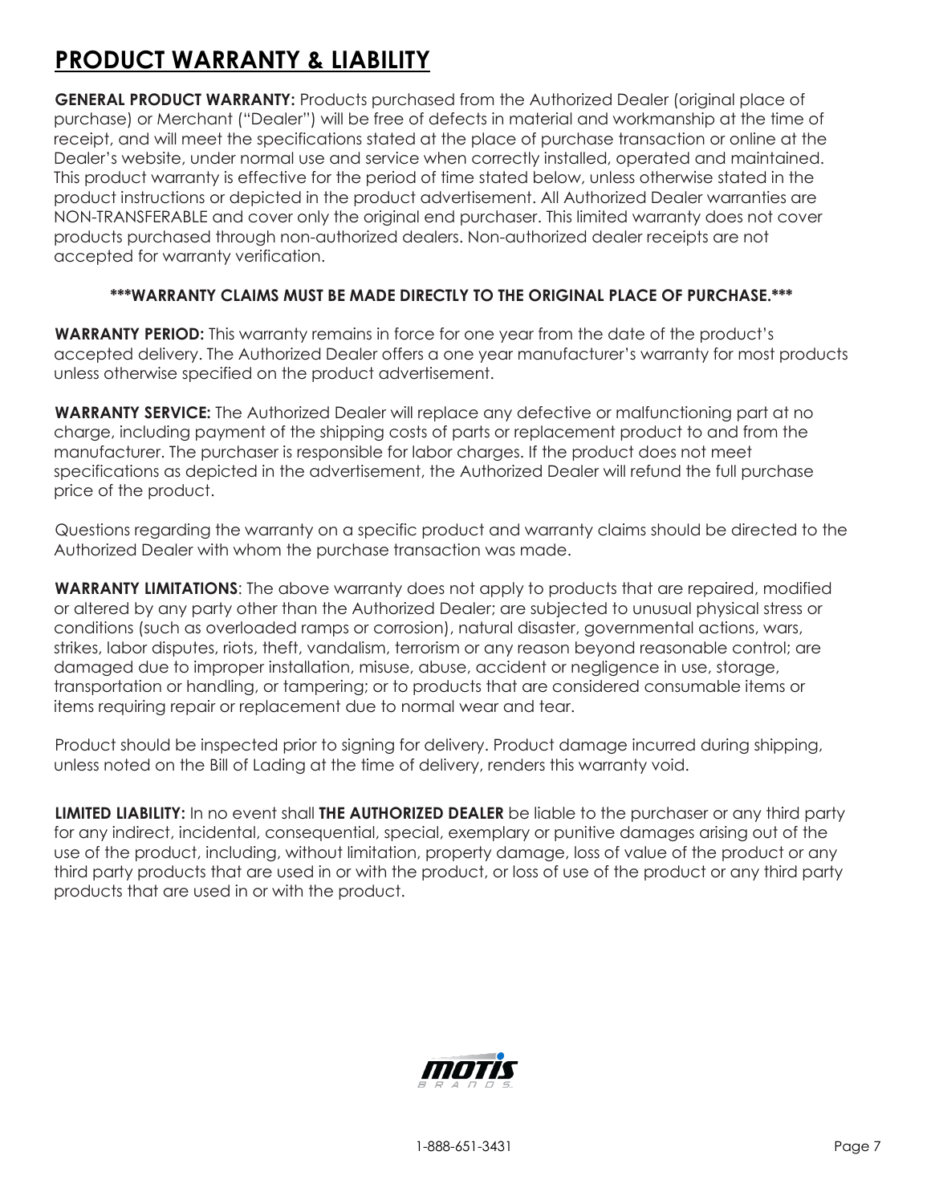# PRODUCT WARRANTY & LIABILITY

**GENERAL PRODUCT WARRANTY:** Products purchased from the Authorized Dealer (original place of purchase) or Merchant ("Dealer") will be free of defects in material and workmanship at the time of receipt, and will meet the specifications stated at the place of purchase transaction or online at the Dealer's website, under normal use and service when correctly installed, operated and maintained. This product warranty is effective for the period of time stated below, unless otherwise stated in the product instructions or depicted in the product advertisement. All Authorized Dealer warranties are NON-TRANSFERABLE and cover only the original end purchaser. This limited warranty does not cover products purchased through non-authorized dealers. Non-authorized dealer receipts are not accepted for warranty verification.

**\*\*\*WARRANTY CLAIMS MUST BE MADE DIRECTLY TO THE ORIGINAL PLACE OF PURCHASE.\*\*\***

**WARRANTY PERIOD:** This warranty remains in force for one year from the date of the product's accepted delivery. The Authorized Dealer offers a one year manufacturer's warranty for most products unless otherwise specified on the product advertisement.

**WARRANTY SERVICE:** The Authorized Dealer will replace any defective or malfunctioning part at no charge, including payment of the shipping costs of parts or replacement product to and from the manufacturer. The purchaser is responsible for labor charges. If the product does not meet specifications as depicted in the advertisement, the Authorized Dealer will refund the full purchase price of the product.

Questions regarding the warranty on a specific product and warranty claims should be directed to the Authorized Dealer with whom the purchase transaction was made.

**WARRANTY LIMITATIONS**: The above warranty does not apply to products that are repaired, modified or altered by any party other than the Authorized Dealer; are subjected to unusual physical stress or conditions (such as overloaded ramps or corrosion), natural disaster, governmental actions, wars, strikes, labor disputes, riots, theft, vandalism, terrorism or any reason beyond reasonable control; are damaged due to improper installation, misuse, abuse, accident or negligence in use, storage, transportation or handling, or tampering; or to products that are considered consumable items or items requiring repair or replacement due to normal wear and tear.

Product should be inspected prior to signing for delivery. Product damage incurred during shipping, unless noted on the Bill of Lading at the time of delivery, renders this warranty void.

**LIMITED LIABILITY:** In no event shall **THE AUTHORIZED DEALER** be liable to the purchaser or any third party for any indirect, incidental, consequential, special, exemplary or punitive damages arising out of the use of the product, including, without limitation, property damage, loss of value of the product or any third party products that are used in or with the product, or loss of use of the product or any third party products that are used in or with the product.

motis BRANDS

1-888-651-3431